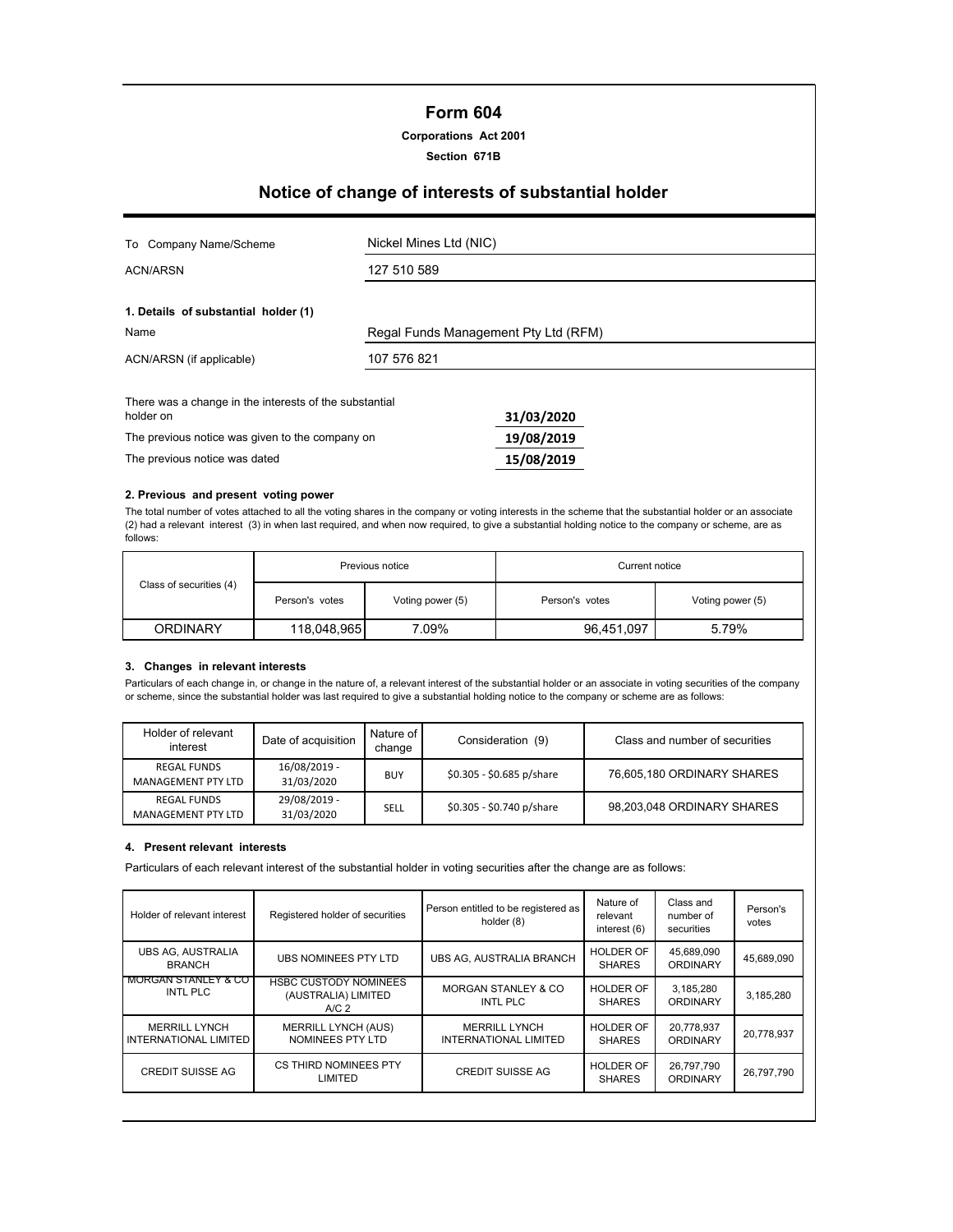# Form 604

**Corporations Act 2001**

**Section 671B**

## Notice of change of interests of substantial holder

| | |
|---|---|
| To Company Name/Scheme | Nickel Mines Ltd (NIC) |
| ACN/ARSN | 127 510 589 |

**1. Details of substantial holder (1)**

| | |
|---|---|
| Name | Regal Funds Management Pty Ltd (RFM) |
| ACN/ARSN (if applicable) | 107 576 821 |

| | |
|---|---|
| There was a change in the interests of the substantial holder on | 31/03/2020 |
| The previous notice was given to the company on | 19/08/2019 |
| The previous notice was dated | 15/08/2019 |

**2. Previous and present voting power**

The total number of votes attached to all the voting shares in the company or voting interests in the scheme that the substantial holder or an associate (2) had a relevant interest (3) in when last required, and when now required, to give a substantial holding notice to the company or scheme, are as follows:

| Class of securities (4) | Previous notice | | Current notice | |
|---|---|---|---|---|
| | Person's votes | Voting power (5) | Person's votes | Voting power (5) |
| ORDINARY | 118,048,965 | 7.09% | 96,451,097 | 5.79% |

**3. Changes in relevant interests**

Particulars of each change in, or change in the nature of, a relevant interest of the substantial holder or an associate in voting securities of the company or scheme, since the substantial holder was last required to give a substantial holding notice to the company or scheme are as follows:

| Holder of relevant interest | Date of acquisition | Nature of change | Consideration (9) | Class and number of securities |
|---|---|---|---|---|
| REGAL FUNDS MANAGEMENT PTY LTD | 16/08/2019 - 31/03/2020 | BUY | $0.305 - $0.685 p/share | 76,605,180 ORDINARY SHARES |
| REGAL FUNDS MANAGEMENT PTY LTD | 29/08/2019 - 31/03/2020 | SELL | $0.305 - $0.740 p/share | 98,203,048 ORDINARY SHARES |

**4. Present relevant interests**

Particulars of each relevant interest of the substantial holder in voting securities after the change are as follows:

| Holder of relevant interest | Registered holder of securities | Person entitled to be registered as holder (8) | Nature of relevant interest (6) | Class and number of securities | Person's votes |
|---|---|---|---|---|---|
| UBS AG, AUSTRALIA BRANCH | UBS NOMINEES PTY LTD | UBS AG, AUSTRALIA BRANCH | HOLDER OF SHARES | 45,689,090 ORDINARY | 45,689,090 |
| MORGAN STANLEY & CO INTL PLC | HSBC CUSTODY NOMINEES (AUSTRALIA) LIMITED A/C 2 | MORGAN STANLEY & CO INTL PLC | HOLDER OF SHARES | 3,185,280 ORDINARY | 3,185,280 |
| MERRILL LYNCH INTERNATIONAL LIMITED | MERRILL LYNCH (AUS) NOMINEES PTY LTD | MERRILL LYNCH INTERNATIONAL LIMITED | HOLDER OF SHARES | 20,778,937 ORDINARY | 20,778,937 |
| CREDIT SUISSE AG | CS THIRD NOMINEES PTY LIMITED | CREDIT SUISSE AG | HOLDER OF SHARES | 26,797,790 ORDINARY | 26,797,790 |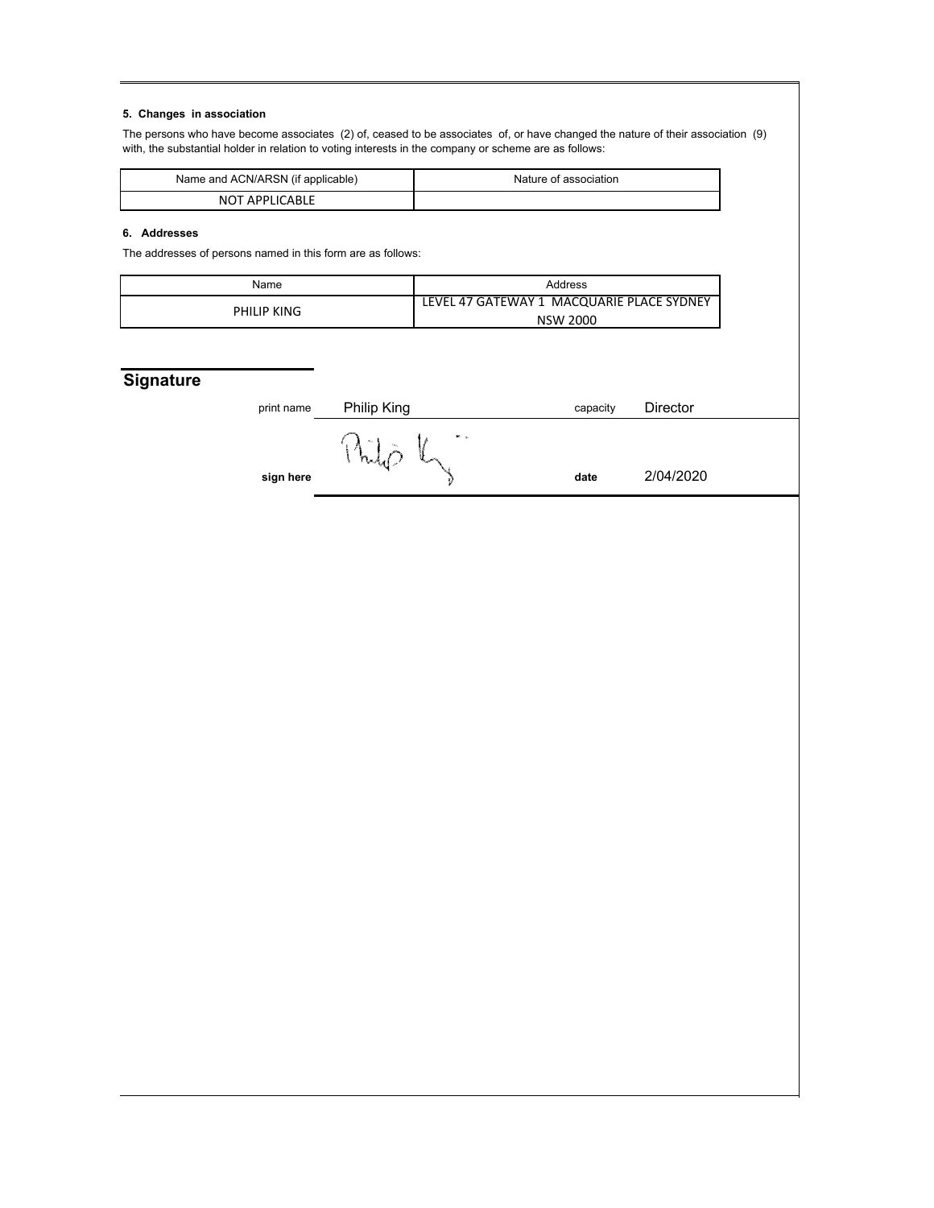### 5. Changes in association

The persons who have become associates (2) of, ceased to be associates of, or have changed the nature of their association (9) with, the substantial holder in relation to voting interests in the company or scheme are as follows:

| Name and ACN/ARSN (if applicable) | Nature of association |
|---|---|
| NOT APPLICABLE | |

### 6. Addresses

The addresses of persons named in this form are as follows:

| Name | Address |
|---|---|
| PHILIP KING | LEVEL 47 GATEWAY 1 MACQUARIE PLACE SYDNEY NSW 2000 |

## Signature

| | | | |
|---|---|---|---|
| print name | Philip King | capacity | Director |
| **sign here** | Philip King | **date** | 2/04/2020 |